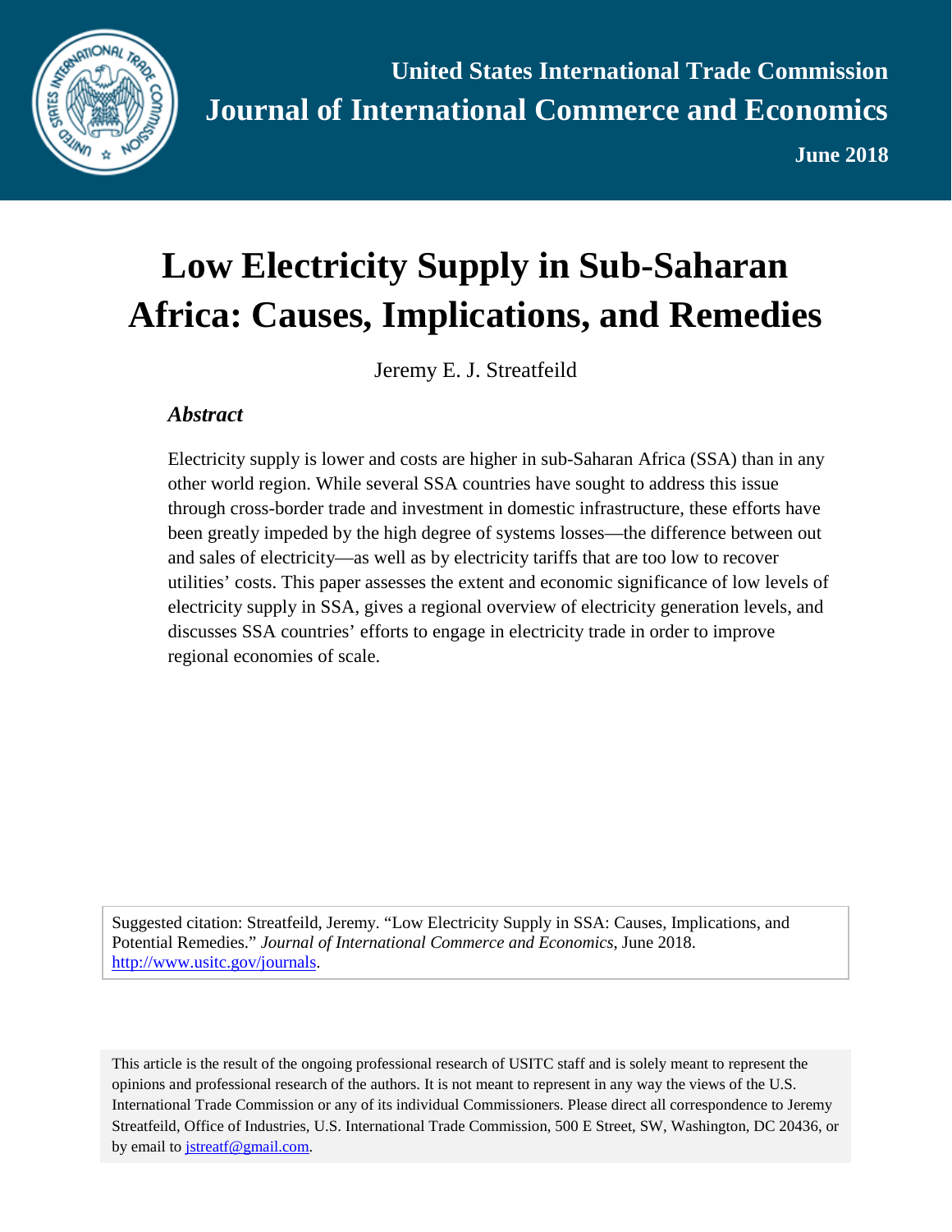United States International Trade Commission

**Journal of International Commerce and Economics**

**June 2018**

# Low Electricity Supply in Sub-Saharan Africa: Causes, Implications, and Remedies

Jeremy E. J. Streatfeild

### *Abstract*

Electricity supply is lower and costs are higher in sub-Saharan Africa (SSA) than in any other world region. While several SSA countries have sought to address this issue through cross-border trade and investment in domestic infrastructure, these efforts have been greatly impeded by the high degree of systems losses—the difference between out and sales of electricity—as well as by electricity tariffs that are too low to recover utilities' costs. This paper assesses the extent and economic significance of low levels of electricity supply in SSA, gives a regional overview of electricity generation levels, and discusses SSA countries' efforts to engage in electricity trade in order to improve regional economies of scale.

Suggested citation: Streatfeild, Jeremy. "Low Electricity Supply in SSA: Causes, Implications, and Potential Remedies." *Journal of International Commerce and Economics*, June 2018. http://www.usitc.gov/journals.

This article is the result of the ongoing professional research of USITC staff and is solely meant to represent the opinions and professional research of the authors. It is not meant to represent in any way the views of the U.S. International Trade Commission or any of its individual Commissioners. Please direct all correspondence to Jeremy Streatfeild, Office of Industries, U.S. International Trade Commission, 500 E Street, SW, Washington, DC 20436, or by email to jstreatf@gmail.com.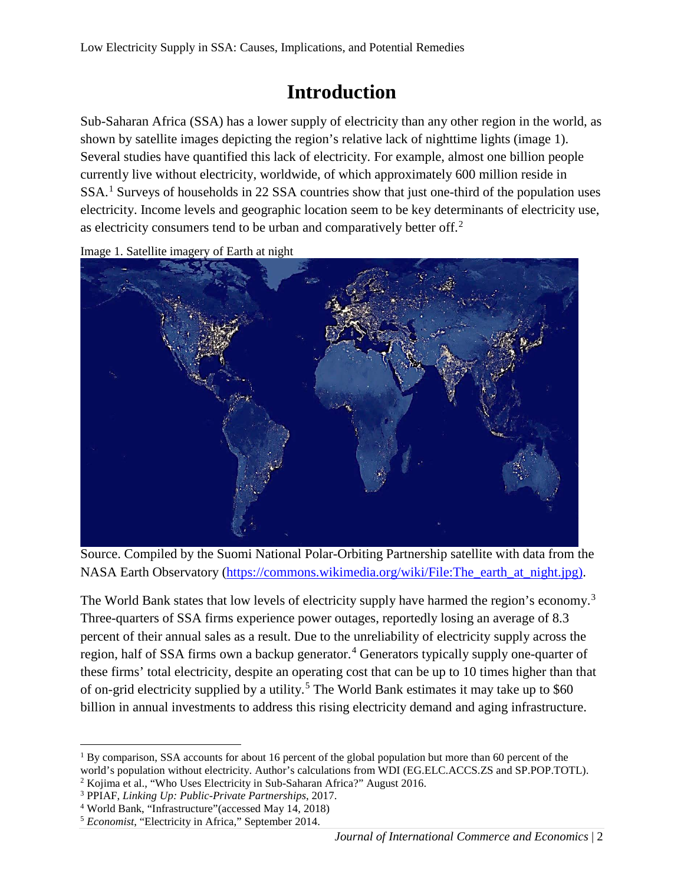# Introduction

Sub-Saharan Africa (SSA) has a lower supply of electricity than any other region in the world, as shown by satellite images depicting the region's relative lack of nighttime lights (image 1). Several studies have quantified this lack of electricity. For example, almost one billion people currently live without electricity, worldwide, of which approximately 600 million reside in SSA.[1] Surveys of households in 22 SSA countries show that just one-third of the population uses electricity. Income levels and geographic location seem to be key determinants of electricity use, as electricity consumers tend to be urban and comparatively better off.[2]

Image 1. Satellite imagery of Earth at night

Source. Compiled by the Suomi National Polar-Orbiting Partnership satellite with data from the NASA Earth Observatory (https://commons.wikimedia.org/wiki/File:The_earth_at_night.jpg).

The World Bank states that low levels of electricity supply have harmed the region's economy.[3] Three-quarters of SSA firms experience power outages, reportedly losing an average of 8.3 percent of their annual sales as a result. Due to the unreliability of electricity supply across the region, half of SSA firms own a backup generator.[4] Generators typically supply one-quarter of these firms' total electricity, despite an operating cost that can be up to 10 times higher than that of on-grid electricity supplied by a utility.[5] The World Bank estimates it may take up to $60 billion in annual investments to address this rising electricity demand and aging infrastructure.

---

[1] By comparison, SSA accounts for about 16 percent of the global population but more than 60 percent of the world's population without electricity. Author's calculations from WDI (EG.ELC.ACCS.ZS and SP.POP.TOTL).

[2] Kojima et al., "Who Uses Electricity in Sub-Saharan Africa?" August 2016.

[3] PPIAF, *Linking Up: Public-Private Partnerships*, 2017.

[4] World Bank, "Infrastructure"(accessed May 14, 2018)

[5] *Economist*, "Electricity in Africa," September 2014.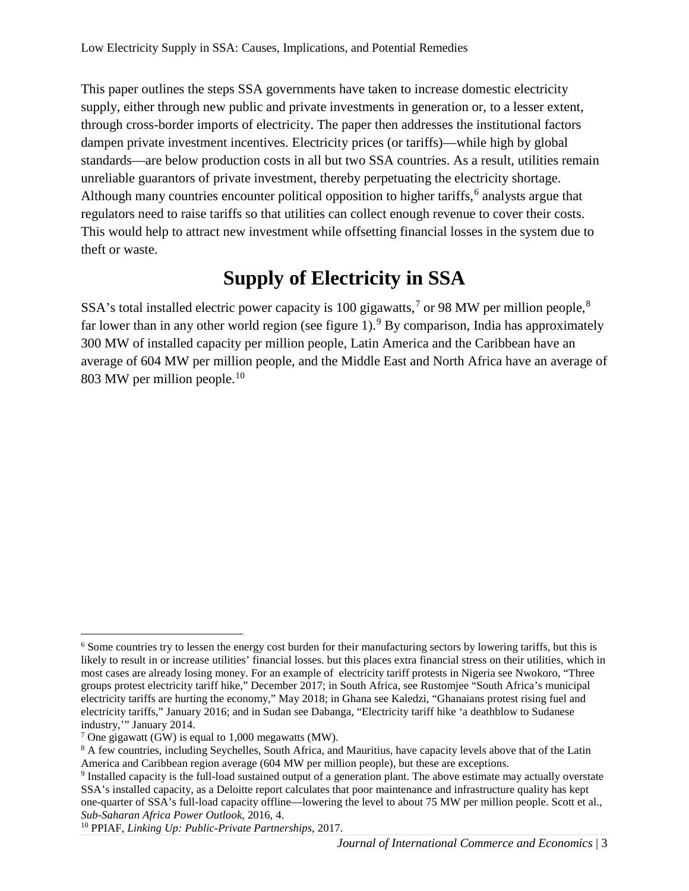This paper outlines the steps SSA governments have taken to increase domestic electricity supply, either through new public and private investments in generation or, to a lesser extent, through cross-border imports of electricity. The paper then addresses the institutional factors dampen private investment incentives. Electricity prices (or tariffs)—while high by global standards—are below production costs in all but two SSA countries. As a result, utilities remain unreliable guarantors of private investment, thereby perpetuating the electricity shortage. Although many countries encounter political opposition to higher tariffs,[6] analysts argue that regulators need to raise tariffs so that utilities can collect enough revenue to cover their costs. This would help to attract new investment while offsetting financial losses in the system due to theft or waste.

## Supply of Electricity in SSA

SSA's total installed electric power capacity is 100 gigawatts,[7] or 98 MW per million people,[8] far lower than in any other world region (see figure 1).[9] By comparison, India has approximately 300 MW of installed capacity per million people, Latin America and the Caribbean have an average of 604 MW per million people, and the Middle East and North Africa have an average of 803 MW per million people.[10]

---

[6] Some countries try to lessen the energy cost burden for their manufacturing sectors by lowering tariffs, but this is likely to result in or increase utilities' financial losses. but this places extra financial stress on their utilities, which in most cases are already losing money. For an example of electricity tariff protests in Nigeria see Nwokoro, "Three groups protest electricity tariff hike," December 2017; in South Africa, see Rustomjee "South Africa's municipal electricity tariffs are hurting the economy," May 2018; in Ghana see Kaledzi, "Ghanaians protest rising fuel and electricity tariffs," January 2016; and in Sudan see Dabanga, "Electricity tariff hike 'a deathblow to Sudanese industry,'" January 2014.

[7] One gigawatt (GW) is equal to 1,000 megawatts (MW).

[8] A few countries, including Seychelles, South Africa, and Mauritius, have capacity levels above that of the Latin America and Caribbean region average (604 MW per million people), but these are exceptions.

[9] Installed capacity is the full-load sustained output of a generation plant. The above estimate may actually overstate SSA's installed capacity, as a Deloitte report calculates that poor maintenance and infrastructure quality has kept one-quarter of SSA's full-load capacity offline—lowering the level to about 75 MW per million people. Scott et al., *Sub-Saharan Africa Power Outlook*, 2016, 4.

[10] PPIAF, *Linking Up: Public-Private Partnerships*, 2017.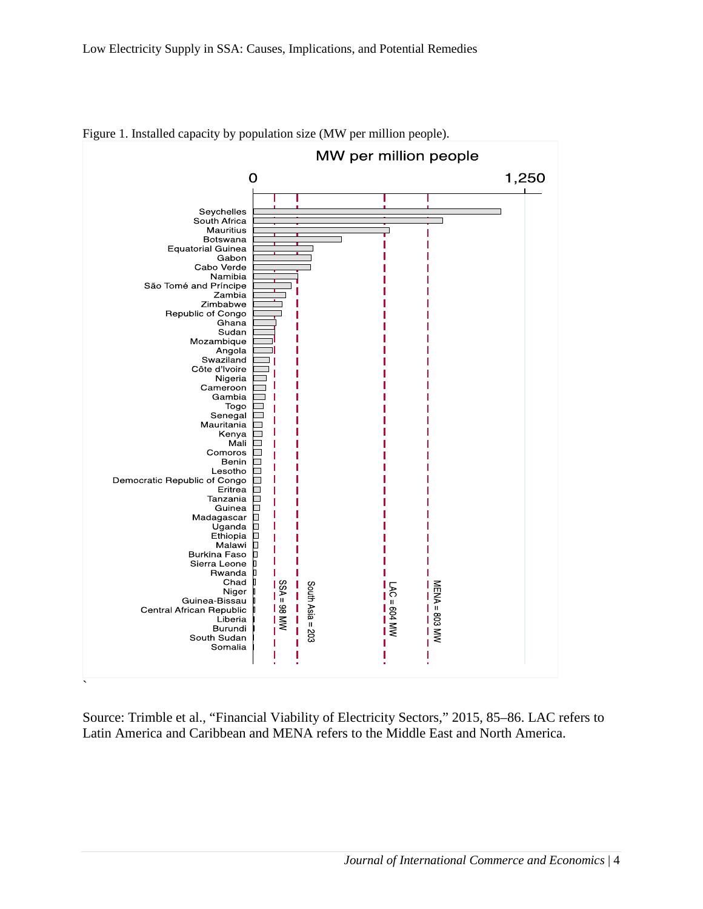Figure 1. Installed capacity by population size (MW per million people).

Source: Trimble et al., "Financial Viability of Electricity Sectors," 2015, 85–86. LAC refers to Latin America and Caribbean and MENA refers to the Middle East and North America.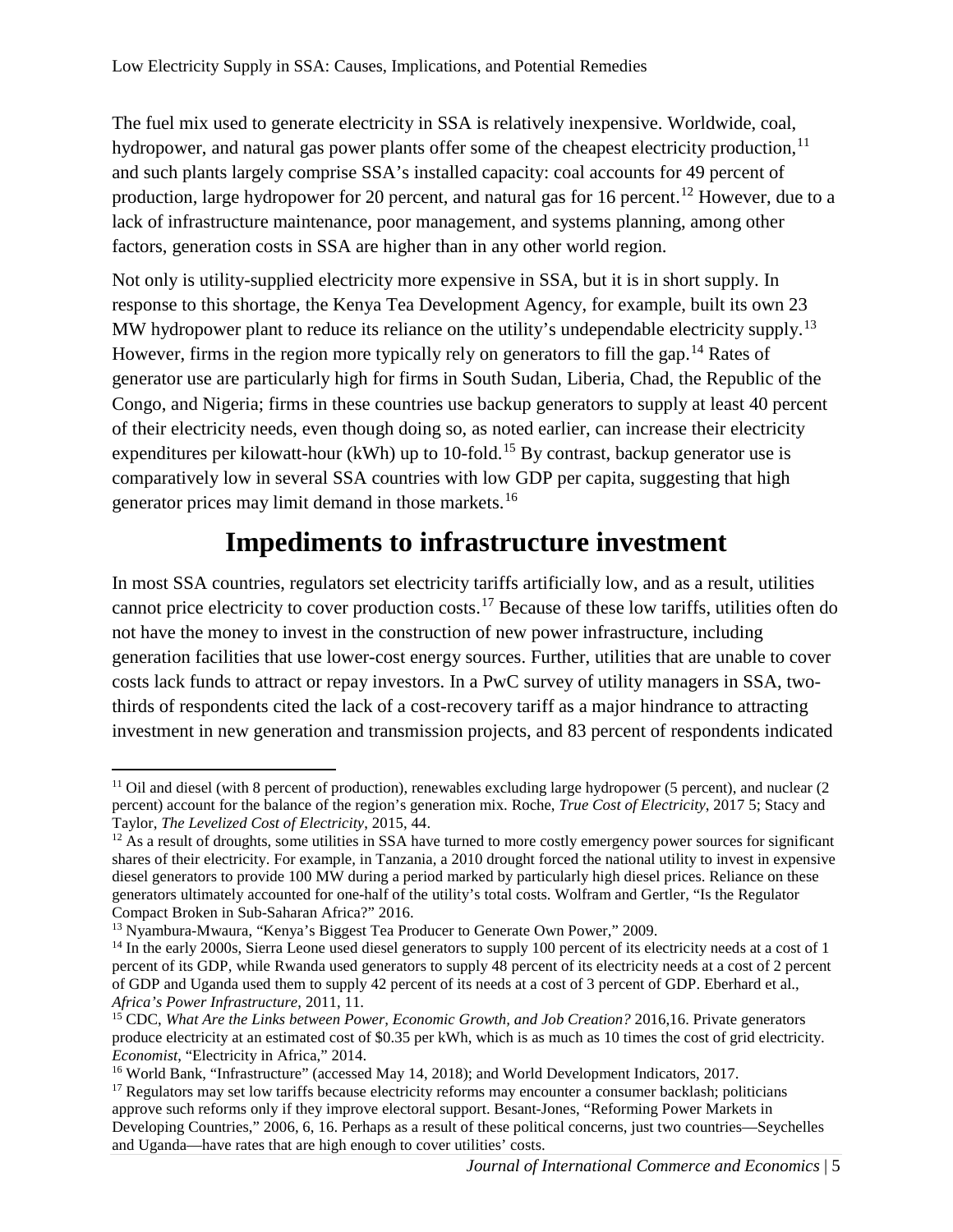The fuel mix used to generate electricity in SSA is relatively inexpensive. Worldwide, coal, hydropower, and natural gas power plants offer some of the cheapest electricity production,[11] and such plants largely comprise SSA's installed capacity: coal accounts for 49 percent of production, large hydropower for 20 percent, and natural gas for 16 percent.[12] However, due to a lack of infrastructure maintenance, poor management, and systems planning, among other factors, generation costs in SSA are higher than in any other world region.

Not only is utility-supplied electricity more expensive in SSA, but it is in short supply. In response to this shortage, the Kenya Tea Development Agency, for example, built its own 23 MW hydropower plant to reduce its reliance on the utility's undependable electricity supply.[13] However, firms in the region more typically rely on generators to fill the gap.[14] Rates of generator use are particularly high for firms in South Sudan, Liberia, Chad, the Republic of the Congo, and Nigeria; firms in these countries use backup generators to supply at least 40 percent of their electricity needs, even though doing so, as noted earlier, can increase their electricity expenditures per kilowatt-hour (kWh) up to 10-fold.[15] By contrast, backup generator use is comparatively low in several SSA countries with low GDP per capita, suggesting that high generator prices may limit demand in those markets.[16]

## Impediments to infrastructure investment

In most SSA countries, regulators set electricity tariffs artificially low, and as a result, utilities cannot price electricity to cover production costs.[17] Because of these low tariffs, utilities often do not have the money to invest in the construction of new power infrastructure, including generation facilities that use lower-cost energy sources. Further, utilities that are unable to cover costs lack funds to attract or repay investors. In a PwC survey of utility managers in SSA, two-thirds of respondents cited the lack of a cost-recovery tariff as a major hindrance to attracting investment in new generation and transmission projects, and 83 percent of respondents indicated

---

[11] Oil and diesel (with 8 percent of production), renewables excluding large hydropower (5 percent), and nuclear (2 percent) account for the balance of the region's generation mix. Roche, *True Cost of Electricity,* 2017 5; Stacy and Taylor, *The Levelized Cost of Electricity*, 2015, 44.

[12] As a result of droughts, some utilities in SSA have turned to more costly emergency power sources for significant shares of their electricity. For example, in Tanzania, a 2010 drought forced the national utility to invest in expensive diesel generators to provide 100 MW during a period marked by particularly high diesel prices. Reliance on these generators ultimately accounted for one-half of the utility's total costs. Wolfram and Gertler, "Is the Regulator Compact Broken in Sub-Saharan Africa?" 2016.

[13] Nyambura-Mwaura, "Kenya's Biggest Tea Producer to Generate Own Power," 2009.

[14] In the early 2000s, Sierra Leone used diesel generators to supply 100 percent of its electricity needs at a cost of 1 percent of its GDP, while Rwanda used generators to supply 48 percent of its electricity needs at a cost of 2 percent of GDP and Uganda used them to supply 42 percent of its needs at a cost of 3 percent of GDP. Eberhard et al., *Africa's Power Infrastructure*, 2011, 11.

[15] CDC, *What Are the Links between Power, Economic Growth, and Job Creation?* 2016,16. Private generators produce electricity at an estimated cost of $0.35 per kWh, which is as much as 10 times the cost of grid electricity. *Economist*, "Electricity in Africa," 2014.

[16] World Bank, "Infrastructure" (accessed May 14, 2018); and World Development Indicators, 2017.

[17] Regulators may set low tariffs because electricity reforms may encounter a consumer backlash; politicians approve such reforms only if they improve electoral support. Besant-Jones, "Reforming Power Markets in Developing Countries," 2006, 6, 16. Perhaps as a result of these political concerns, just two countries—Seychelles and Uganda—have rates that are high enough to cover utilities' costs.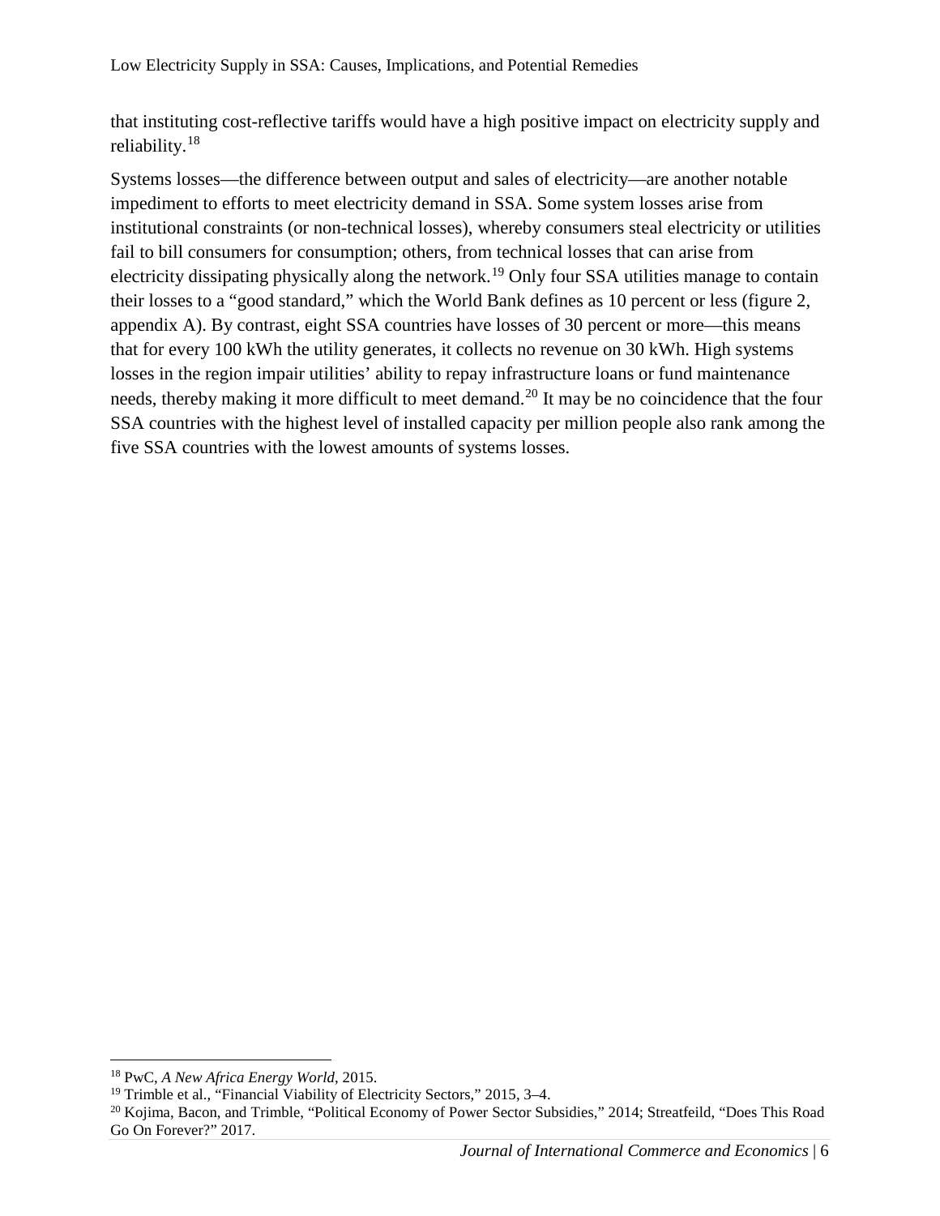that instituting cost-reflective tariffs would have a high positive impact on electricity supply and reliability.[18]

Systems losses—the difference between output and sales of electricity—are another notable impediment to efforts to meet electricity demand in SSA. Some system losses arise from institutional constraints (or non-technical losses), whereby consumers steal electricity or utilities fail to bill consumers for consumption; others, from technical losses that can arise from electricity dissipating physically along the network.[19] Only four SSA utilities manage to contain their losses to a "good standard," which the World Bank defines as 10 percent or less (figure 2, appendix A). By contrast, eight SSA countries have losses of 30 percent or more—this means that for every 100 kWh the utility generates, it collects no revenue on 30 kWh. High systems losses in the region impair utilities' ability to repay infrastructure loans or fund maintenance needs, thereby making it more difficult to meet demand.[20] It may be no coincidence that the four SSA countries with the highest level of installed capacity per million people also rank among the five SSA countries with the lowest amounts of systems losses.

---

[18] PwC, *A New Africa Energy World*, 2015.

[19] Trimble et al., "Financial Viability of Electricity Sectors," 2015, 3–4.

[20] Kojima, Bacon, and Trimble, "Political Economy of Power Sector Subsidies," 2014; Streatfeild, "Does This Road Go On Forever?" 2017.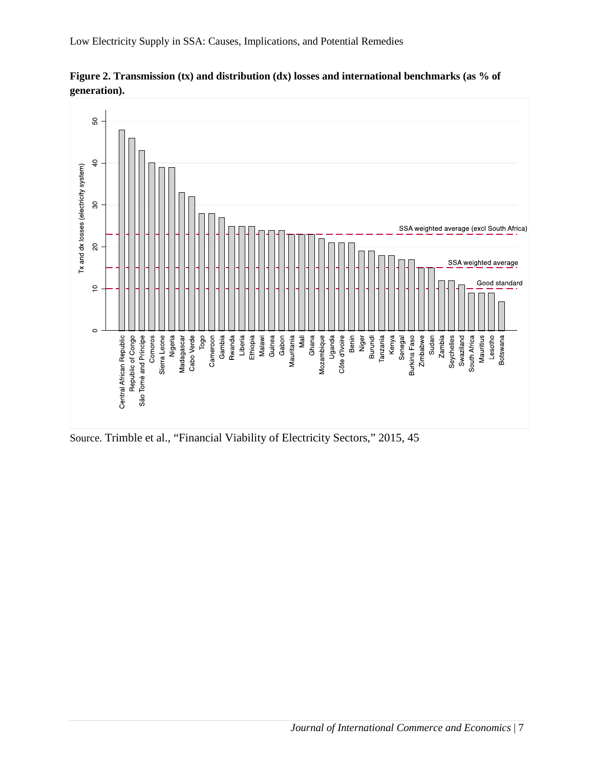**Figure 2. Transmission (tx) and distribution (dx) losses and international benchmarks (as % of generation).**

Source. Trimble et al., "Financial Viability of Electricity Sectors," 2015, 45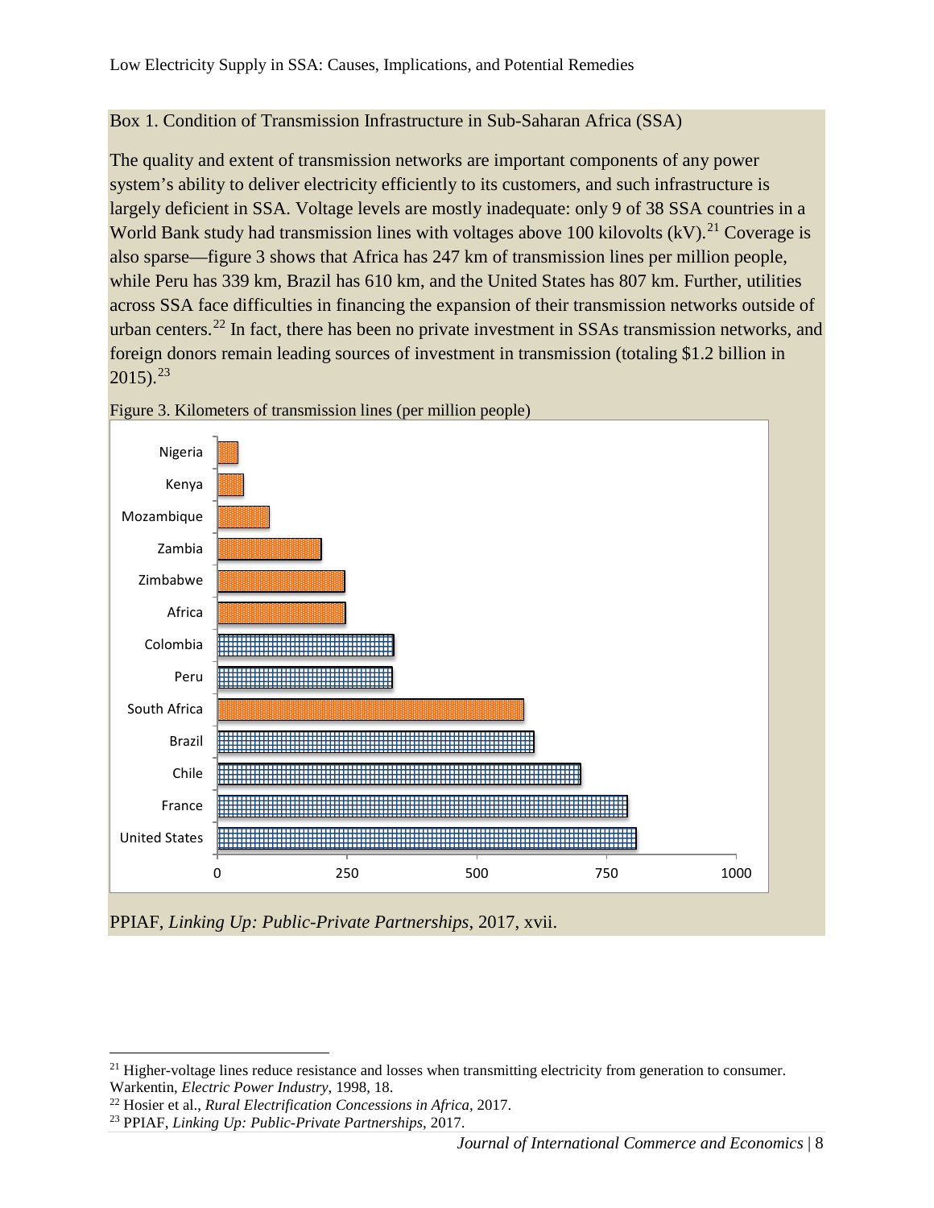Box 1. Condition of Transmission Infrastructure in Sub-Saharan Africa (SSA)

The quality and extent of transmission networks are important components of any power system's ability to deliver electricity efficiently to its customers, and such infrastructure is largely deficient in SSA. Voltage levels are mostly inadequate: only 9 of 38 SSA countries in a World Bank study had transmission lines with voltages above 100 kilovolts (kV).[21] Coverage is also sparse—figure 3 shows that Africa has 247 km of transmission lines per million people, while Peru has 339 km, Brazil has 610 km, and the United States has 807 km. Further, utilities across SSA face difficulties in financing the expansion of their transmission networks outside of urban centers.[22] In fact, there has been no private investment in SSAs transmission networks, and foreign donors remain leading sources of investment in transmission (totaling $1.2 billion in 2015).[23]

Figure 3. Kilometers of transmission lines (per million people)

PPIAF, *Linking Up: Public-Private Partnerships*, 2017, xvii.

---

[21] Higher-voltage lines reduce resistance and losses when transmitting electricity from generation to consumer. Warkentin, *Electric Power Industry*, 1998, 18.

[22] Hosier et al., *Rural Electrification Concessions in Africa*, 2017.

[23] PPIAF, *Linking Up: Public-Private Partnerships*, 2017.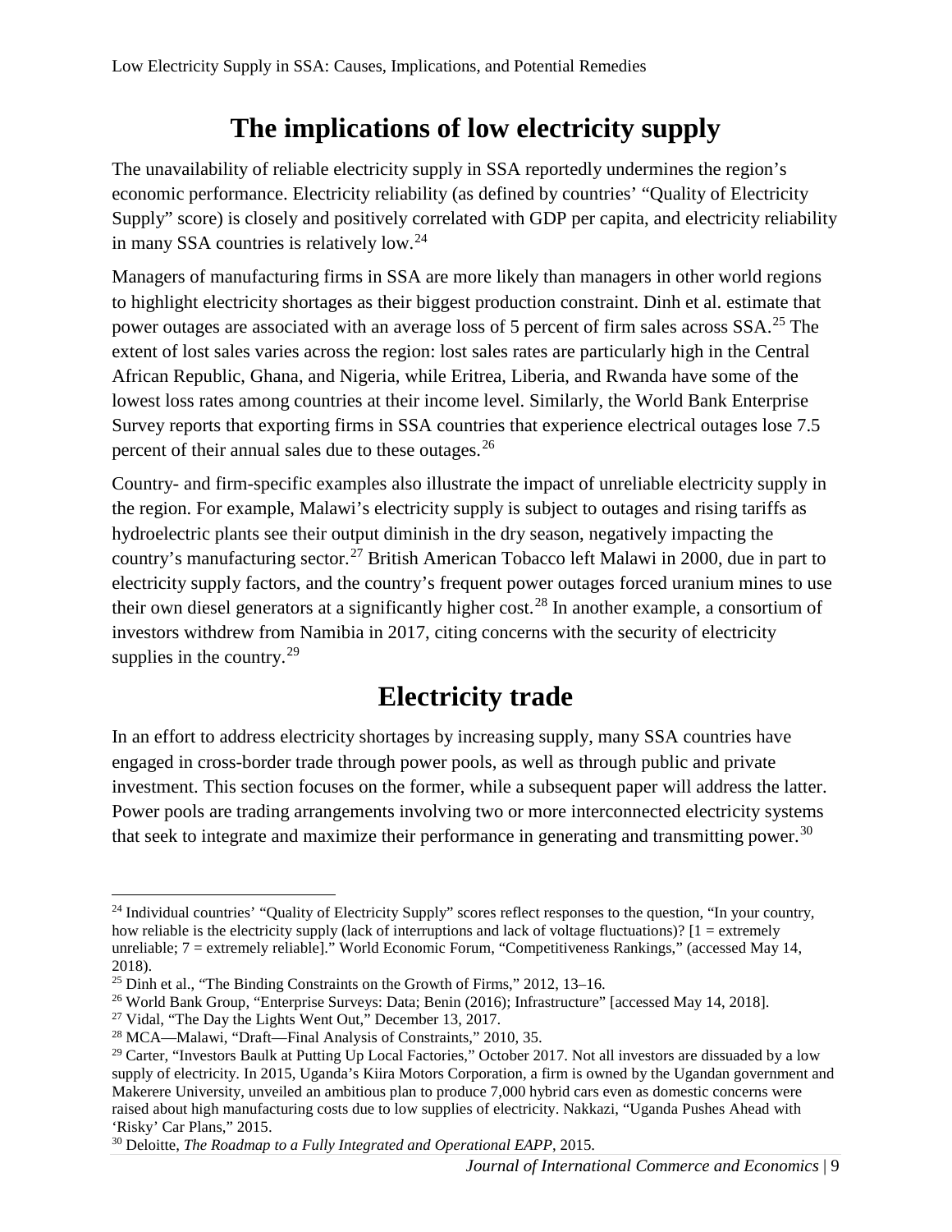# The implications of low electricity supply

The unavailability of reliable electricity supply in SSA reportedly undermines the region's economic performance. Electricity reliability (as defined by countries' "Quality of Electricity Supply" score) is closely and positively correlated with GDP per capita, and electricity reliability in many SSA countries is relatively low.[24]

Managers of manufacturing firms in SSA are more likely than managers in other world regions to highlight electricity shortages as their biggest production constraint. Dinh et al. estimate that power outages are associated with an average loss of 5 percent of firm sales across SSA.[25] The extent of lost sales varies across the region: lost sales rates are particularly high in the Central African Republic, Ghana, and Nigeria, while Eritrea, Liberia, and Rwanda have some of the lowest loss rates among countries at their income level. Similarly, the World Bank Enterprise Survey reports that exporting firms in SSA countries that experience electrical outages lose 7.5 percent of their annual sales due to these outages.[26]

Country- and firm-specific examples also illustrate the impact of unreliable electricity supply in the region. For example, Malawi's electricity supply is subject to outages and rising tariffs as hydroelectric plants see their output diminish in the dry season, negatively impacting the country's manufacturing sector.[27] British American Tobacco left Malawi in 2000, due in part to electricity supply factors, and the country's frequent power outages forced uranium mines to use their own diesel generators at a significantly higher cost.[28] In another example, a consortium of investors withdrew from Namibia in 2017, citing concerns with the security of electricity supplies in the country.[29]

# Electricity trade

In an effort to address electricity shortages by increasing supply, many SSA countries have engaged in cross-border trade through power pools, as well as through public and private investment. This section focuses on the former, while a subsequent paper will address the latter. Power pools are trading arrangements involving two or more interconnected electricity systems that seek to integrate and maximize their performance in generating and transmitting power.[30]

---

[24] Individual countries' "Quality of Electricity Supply" scores reflect responses to the question, "In your country, how reliable is the electricity supply (lack of interruptions and lack of voltage fluctuations)? [1 = extremely unreliable; 7 = extremely reliable]." World Economic Forum, "Competitiveness Rankings," (accessed May 14, 2018).

[25] Dinh et al., "The Binding Constraints on the Growth of Firms," 2012, 13–16.

[26] World Bank Group, "Enterprise Surveys: Data; Benin (2016); Infrastructure" [accessed May 14, 2018].

[27] Vidal, "The Day the Lights Went Out," December 13, 2017.

[28] MCA—Malawi, "Draft—Final Analysis of Constraints," 2010, 35.

[29] Carter, "Investors Baulk at Putting Up Local Factories," October 2017. Not all investors are dissuaded by a low supply of electricity. In 2015, Uganda's Kiira Motors Corporation, a firm is owned by the Ugandan government and Makerere University, unveiled an ambitious plan to produce 7,000 hybrid cars even as domestic concerns were raised about high manufacturing costs due to low supplies of electricity. Nakkazi, "Uganda Pushes Ahead with 'Risky' Car Plans," 2015.

[30] Deloitte, *The Roadmap to a Fully Integrated and Operational EAPP*, 2015.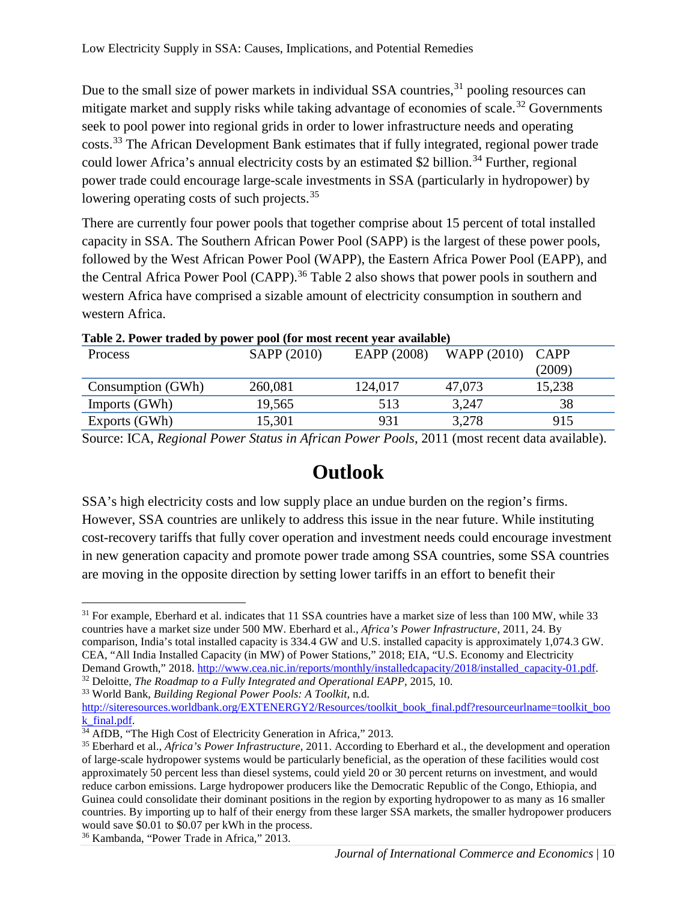Due to the small size of power markets in individual SSA countries,[31] pooling resources can mitigate market and supply risks while taking advantage of economies of scale.[32] Governments seek to pool power into regional grids in order to lower infrastructure needs and operating costs.[33] The African Development Bank estimates that if fully integrated, regional power trade could lower Africa's annual electricity costs by an estimated $2 billion.[34] Further, regional power trade could encourage large-scale investments in SSA (particularly in hydropower) by lowering operating costs of such projects.[35]

There are currently four power pools that together comprise about 15 percent of total installed capacity in SSA. The Southern African Power Pool (SAPP) is the largest of these power pools, followed by the West African Power Pool (WAPP), the Eastern Africa Power Pool (EAPP), and the Central Africa Power Pool (CAPP).[36] Table 2 also shows that power pools in southern and western Africa have comprised a sizable amount of electricity consumption in southern and western Africa.

**Table 2. Power traded by power pool (for most recent year available)**

| Process | SAPP (2010) | EAPP (2008) | WAPP (2010) | CAPP (2009) |
|---|---|---|---|---|
| Consumption (GWh) | 260,081 | 124,017 | 47,073 | 15,238 |
| Imports (GWh) | 19,565 | 513 | 3,247 | 38 |
| Exports (GWh) | 15,301 | 931 | 3,278 | 915 |

Source: ICA, *Regional Power Status in African Power Pools*, 2011 (most recent data available).

# Outlook

SSA's high electricity costs and low supply place an undue burden on the region's firms. However, SSA countries are unlikely to address this issue in the near future. While instituting cost-recovery tariffs that fully cover operation and investment needs could encourage investment in new generation capacity and promote power trade among SSA countries, some SSA countries are moving in the opposite direction by setting lower tariffs in an effort to benefit their

---

[31] For example, Eberhard et al. indicates that 11 SSA countries have a market size of less than 100 MW, while 33 countries have a market size under 500 MW. Eberhard et al., *Africa's Power Infrastructure*, 2011, 24. By comparison, India's total installed capacity is 334.4 GW and U.S. installed capacity is approximately 1,074.3 GW. CEA, "All India Installed Capacity (in MW) of Power Stations," 2018; EIA, "U.S. Economy and Electricity Demand Growth," 2018. http://www.cea.nic.in/reports/monthly/installedcapacity/2018/installed_capacity-01.pdf.

[32] Deloitte, *The Roadmap to a Fully Integrated and Operational EAPP*, 2015, 10.

[33] World Bank, *Building Regional Power Pools: A Toolkit*, n.d. http://siteresources.worldbank.org/EXTENERGY2/Resources/toolkit_book_final.pdf?resourceurlname=toolkit_book_final.pdf.

[34] AfDB, "The High Cost of Electricity Generation in Africa," 2013.

[35] Eberhard et al., *Africa's Power Infrastructure*, 2011. According to Eberhard et al., the development and operation of large-scale hydropower systems would be particularly beneficial, as the operation of these facilities would cost approximately 50 percent less than diesel systems, could yield 20 or 30 percent returns on investment, and would reduce carbon emissions. Large hydropower producers like the Democratic Republic of the Congo, Ethiopia, and Guinea could consolidate their dominant positions in the region by exporting hydropower to as many as 16 smaller countries. By importing up to half of their energy from these larger SSA markets, the smaller hydropower producers would save $0.01 to $0.07 per kWh in the process.

[36] Kambanda, "Power Trade in Africa," 2013.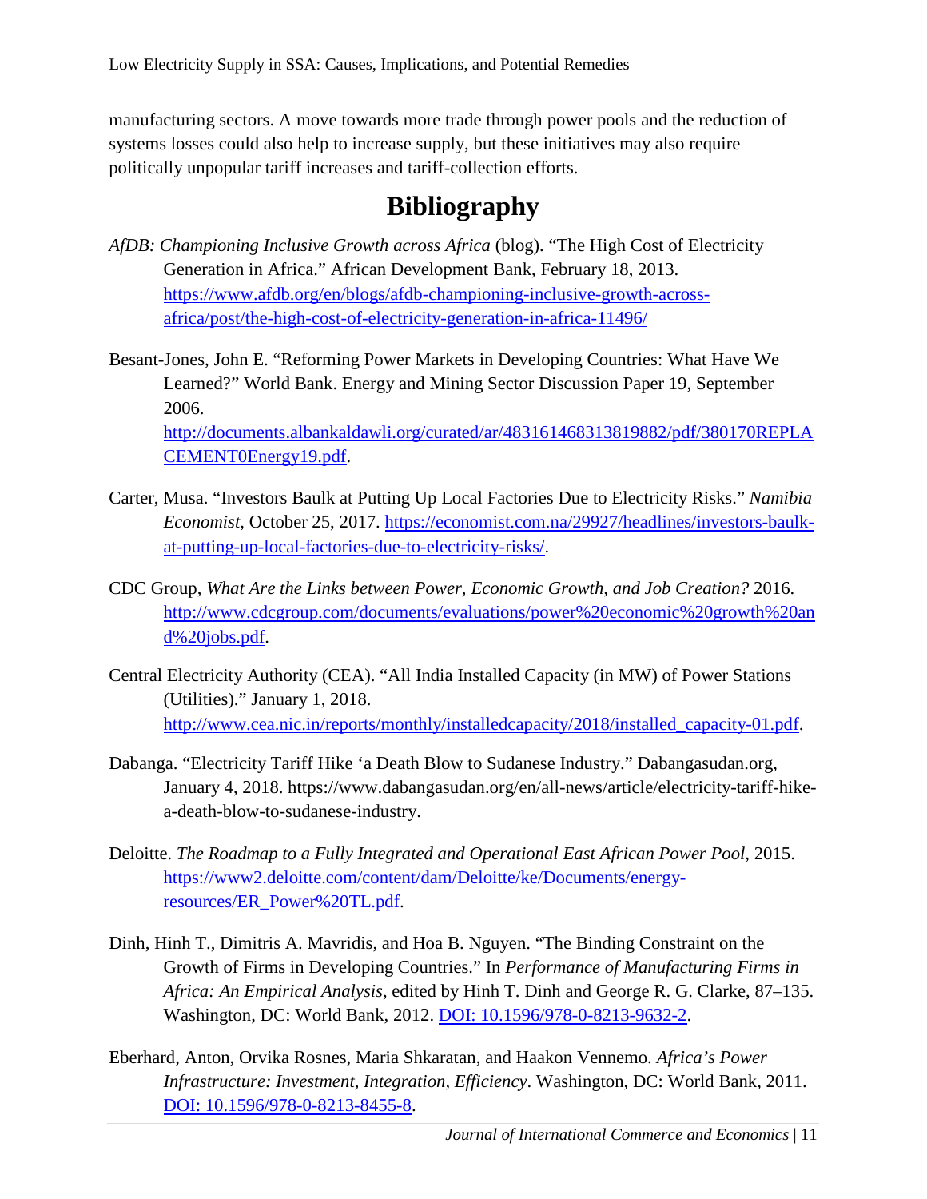manufacturing sectors. A move towards more trade through power pools and the reduction of systems losses could also help to increase supply, but these initiatives may also require politically unpopular tariff increases and tariff-collection efforts.

# Bibliography

*AfDB: Championing Inclusive Growth across Africa* (blog). "The High Cost of Electricity Generation in Africa." African Development Bank, February 18, 2013. https://www.afdb.org/en/blogs/afdb-championing-inclusive-growth-across-africa/post/the-high-cost-of-electricity-generation-in-africa-11496/

Besant-Jones, John E. "Reforming Power Markets in Developing Countries: What Have We Learned?" World Bank. Energy and Mining Sector Discussion Paper 19, September 2006. http://documents.albankaldawli.org/curated/ar/483161468313819882/pdf/380170REPLACEMENT0Energy19.pdf.

Carter, Musa. "Investors Baulk at Putting Up Local Factories Due to Electricity Risks." *Namibia Economist*, October 25, 2017. https://economist.com.na/29927/headlines/investors-baulk-at-putting-up-local-factories-due-to-electricity-risks/.

CDC Group, *What Are the Links between Power, Economic Growth, and Job Creation?* 2016. http://www.cdcgroup.com/documents/evaluations/power%20economic%20growth%20and%20jobs.pdf.

Central Electricity Authority (CEA). "All India Installed Capacity (in MW) of Power Stations (Utilities)." January 1, 2018. http://www.cea.nic.in/reports/monthly/installedcapacity/2018/installed_capacity-01.pdf.

Dabanga. "Electricity Tariff Hike 'a Death Blow to Sudanese Industry." Dabangasudan.org, January 4, 2018. https://www.dabangasudan.org/en/all-news/article/electricity-tariff-hike-a-death-blow-to-sudanese-industry.

Deloitte. *The Roadmap to a Fully Integrated and Operational East African Power Pool*, 2015. https://www2.deloitte.com/content/dam/Deloitte/ke/Documents/energy-resources/ER_Power%20TL.pdf.

Dinh, Hinh T., Dimitris A. Mavridis, and Hoa B. Nguyen. "The Binding Constraint on the Growth of Firms in Developing Countries." In *Performance of Manufacturing Firms in Africa: An Empirical Analysis*, edited by Hinh T. Dinh and George R. G. Clarke, 87–135. Washington, DC: World Bank, 2012. DOI: 10.1596/978-0-8213-9632-2.

Eberhard, Anton, Orvika Rosnes, Maria Shkaratan, and Haakon Vennemo. *Africa's Power Infrastructure: Investment, Integration, Efficiency*. Washington, DC: World Bank, 2011. DOI: 10.1596/978-0-8213-8455-8.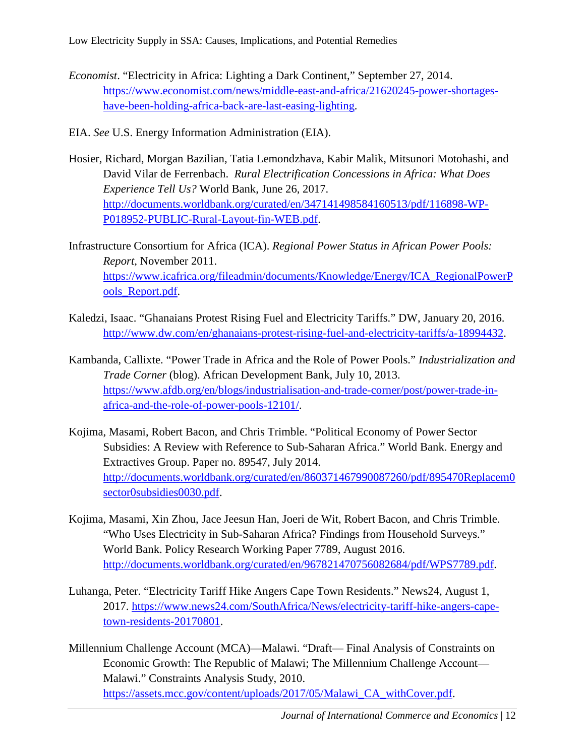*Economist*. "Electricity in Africa: Lighting a Dark Continent," September 27, 2014. https://www.economist.com/news/middle-east-and-africa/21620245-power-shortages-have-been-holding-africa-back-are-last-easing-lighting.

EIA. *See* U.S. Energy Information Administration (EIA).

Hosier, Richard, Morgan Bazilian, Tatia Lemondzhava, Kabir Malik, Mitsunori Motohashi, and David Vilar de Ferrenbach. *Rural Electrification Concessions in Africa: What Does Experience Tell Us?* World Bank, June 26, 2017. http://documents.worldbank.org/curated/en/347141498584160513/pdf/116898-WP-P018952-PUBLIC-Rural-Layout-fin-WEB.pdf.

Infrastructure Consortium for Africa (ICA). *Regional Power Status in African Power Pools: Report*, November 2011. https://www.icafrica.org/fileadmin/documents/Knowledge/Energy/ICA_RegionalPowerPools_Report.pdf.

Kaledzi, Isaac. "Ghanaians Protest Rising Fuel and Electricity Tariffs." DW, January 20, 2016. http://www.dw.com/en/ghanaians-protest-rising-fuel-and-electricity-tariffs/a-18994432.

Kambanda, Callixte. "Power Trade in Africa and the Role of Power Pools." *Industrialization and Trade Corner* (blog). African Development Bank, July 10, 2013. https://www.afdb.org/en/blogs/industrialisation-and-trade-corner/post/power-trade-in-africa-and-the-role-of-power-pools-12101/.

Kojima, Masami, Robert Bacon, and Chris Trimble. "Political Economy of Power Sector Subsidies: A Review with Reference to Sub-Saharan Africa." World Bank. Energy and Extractives Group. Paper no. 89547, July 2014. http://documents.worldbank.org/curated/en/860371467990087260/pdf/895470Replacem0sector0subsidies0030.pdf.

Kojima, Masami, Xin Zhou, Jace Jeesun Han, Joeri de Wit, Robert Bacon, and Chris Trimble. "Who Uses Electricity in Sub-Saharan Africa? Findings from Household Surveys." World Bank. Policy Research Working Paper 7789, August 2016. http://documents.worldbank.org/curated/en/967821470756082684/pdf/WPS7789.pdf.

Luhanga, Peter. "Electricity Tariff Hike Angers Cape Town Residents." News24, August 1, 2017. https://www.news24.com/SouthAfrica/News/electricity-tariff-hike-angers-cape-town-residents-20170801.

Millennium Challenge Account (MCA)—Malawi. "Draft— Final Analysis of Constraints on Economic Growth: The Republic of Malawi; The Millennium Challenge Account—Malawi." Constraints Analysis Study, 2010. https://assets.mcc.gov/content/uploads/2017/05/Malawi_CA_withCover.pdf.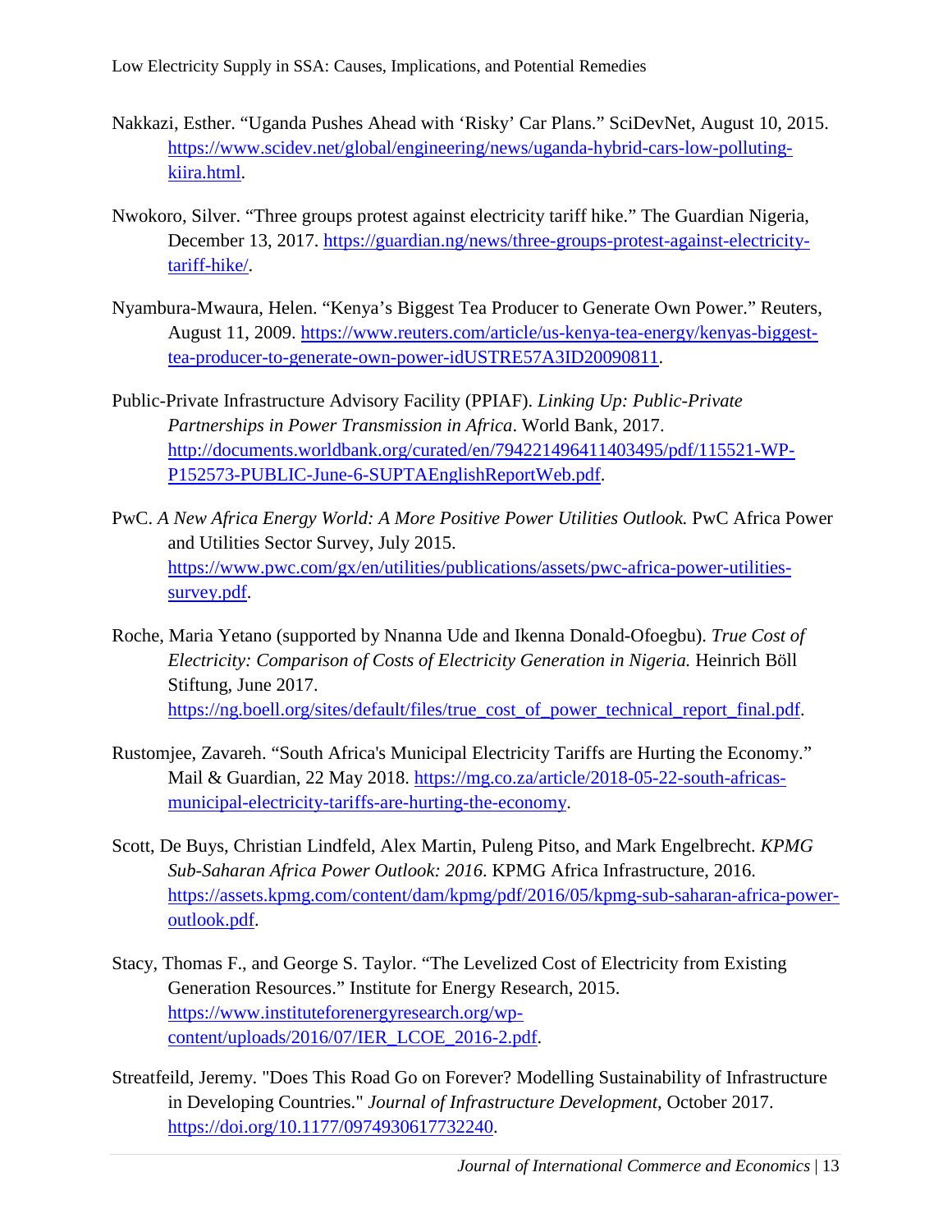Nakkazi, Esther. "Uganda Pushes Ahead with 'Risky' Car Plans." SciDevNet, August 10, 2015. https://www.scidev.net/global/engineering/news/uganda-hybrid-cars-low-polluting-kiira.html.

Nwokoro, Silver. "Three groups protest against electricity tariff hike." The Guardian Nigeria, December 13, 2017. https://guardian.ng/news/three-groups-protest-against-electricity-tariff-hike/.

Nyambura-Mwaura, Helen. "Kenya's Biggest Tea Producer to Generate Own Power." Reuters, August 11, 2009. https://www.reuters.com/article/us-kenya-tea-energy/kenyas-biggest-tea-producer-to-generate-own-power-idUSTRE57A3ID20090811.

Public-Private Infrastructure Advisory Facility (PPIAF). *Linking Up: Public-Private Partnerships in Power Transmission in Africa*. World Bank, 2017. http://documents.worldbank.org/curated/en/794221496411403495/pdf/115521-WP-P152573-PUBLIC-June-6-SUPTAEnglishReportWeb.pdf.

PwC. *A New Africa Energy World: A More Positive Power Utilities Outlook.* PwC Africa Power and Utilities Sector Survey, July 2015. https://www.pwc.com/gx/en/utilities/publications/assets/pwc-africa-power-utilities-survey.pdf.

Roche, Maria Yetano (supported by Nnanna Ude and Ikenna Donald-Ofoegbu). *True Cost of Electricity: Comparison of Costs of Electricity Generation in Nigeria.* Heinrich Böll Stiftung, June 2017. https://ng.boell.org/sites/default/files/true_cost_of_power_technical_report_final.pdf.

Rustomjee, Zavareh. "South Africa's Municipal Electricity Tariffs are Hurting the Economy." Mail & Guardian, 22 May 2018. https://mg.co.za/article/2018-05-22-south-africas-municipal-electricity-tariffs-are-hurting-the-economy.

Scott, De Buys, Christian Lindfeld, Alex Martin, Puleng Pitso, and Mark Engelbrecht. *KPMG Sub-Saharan Africa Power Outlook: 2016*. KPMG Africa Infrastructure, 2016. https://assets.kpmg.com/content/dam/kpmg/pdf/2016/05/kpmg-sub-saharan-africa-power-outlook.pdf.

Stacy, Thomas F., and George S. Taylor. "The Levelized Cost of Electricity from Existing Generation Resources." Institute for Energy Research, 2015. https://www.instituteforenergyresearch.org/wp-content/uploads/2016/07/IER_LCOE_2016-2.pdf.

Streatfeild, Jeremy. "Does This Road Go on Forever? Modelling Sustainability of Infrastructure in Developing Countries." *Journal of Infrastructure Development*, October 2017. https://doi.org/10.1177/0974930617732240.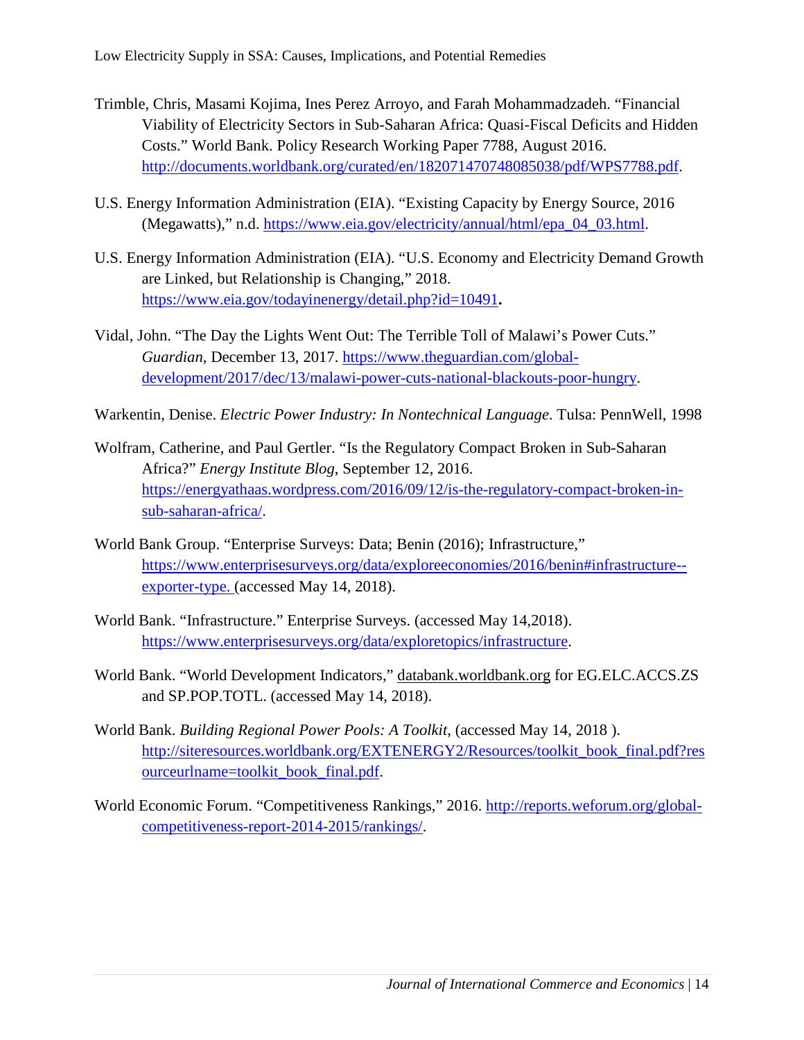Trimble, Chris, Masami Kojima, Ines Perez Arroyo, and Farah Mohammadzadeh. "Financial Viability of Electricity Sectors in Sub-Saharan Africa: Quasi-Fiscal Deficits and Hidden Costs." World Bank. Policy Research Working Paper 7788, August 2016. http://documents.worldbank.org/curated/en/182071470748085038/pdf/WPS7788.pdf.

U.S. Energy Information Administration (EIA). "Existing Capacity by Energy Source, 2016 (Megawatts)," n.d. https://www.eia.gov/electricity/annual/html/epa_04_03.html.

U.S. Energy Information Administration (EIA). "U.S. Economy and Electricity Demand Growth are Linked, but Relationship is Changing," 2018. https://www.eia.gov/todayinenergy/detail.php?id=10491**.**

Vidal, John. "The Day the Lights Went Out: The Terrible Toll of Malawi's Power Cuts." *Guardian*, December 13, 2017. https://www.theguardian.com/global-development/2017/dec/13/malawi-power-cuts-national-blackouts-poor-hungry.

Warkentin, Denise. *Electric Power Industry: In Nontechnical Language*. Tulsa: PennWell, 1998

Wolfram, Catherine, and Paul Gertler. "Is the Regulatory Compact Broken in Sub-Saharan Africa?" *Energy Institute Blog*, September 12, 2016. https://energyathaas.wordpress.com/2016/09/12/is-the-regulatory-compact-broken-in-sub-saharan-africa/.

World Bank Group. "Enterprise Surveys: Data; Benin (2016); Infrastructure," https://www.enterprisesurveys.org/data/exploreeconomies/2016/benin#infrastructure--exporter-type. (accessed May 14, 2018).

World Bank. "Infrastructure." Enterprise Surveys. (accessed May 14,2018). https://www.enterprisesurveys.org/data/exploretopics/infrastructure.

World Bank. "World Development Indicators," databank.worldbank.org for EG.ELC.ACCS.ZS and SP.POP.TOTL. (accessed May 14, 2018).

World Bank. *Building Regional Power Pools: A Toolkit*, (accessed May 14, 2018 ). http://siteresources.worldbank.org/EXTENERGY2/Resources/toolkit_book_final.pdf?resourceurlname=toolkit_book_final.pdf.

World Economic Forum. "Competitiveness Rankings," 2016. http://reports.weforum.org/global-competitiveness-report-2014-2015/rankings/.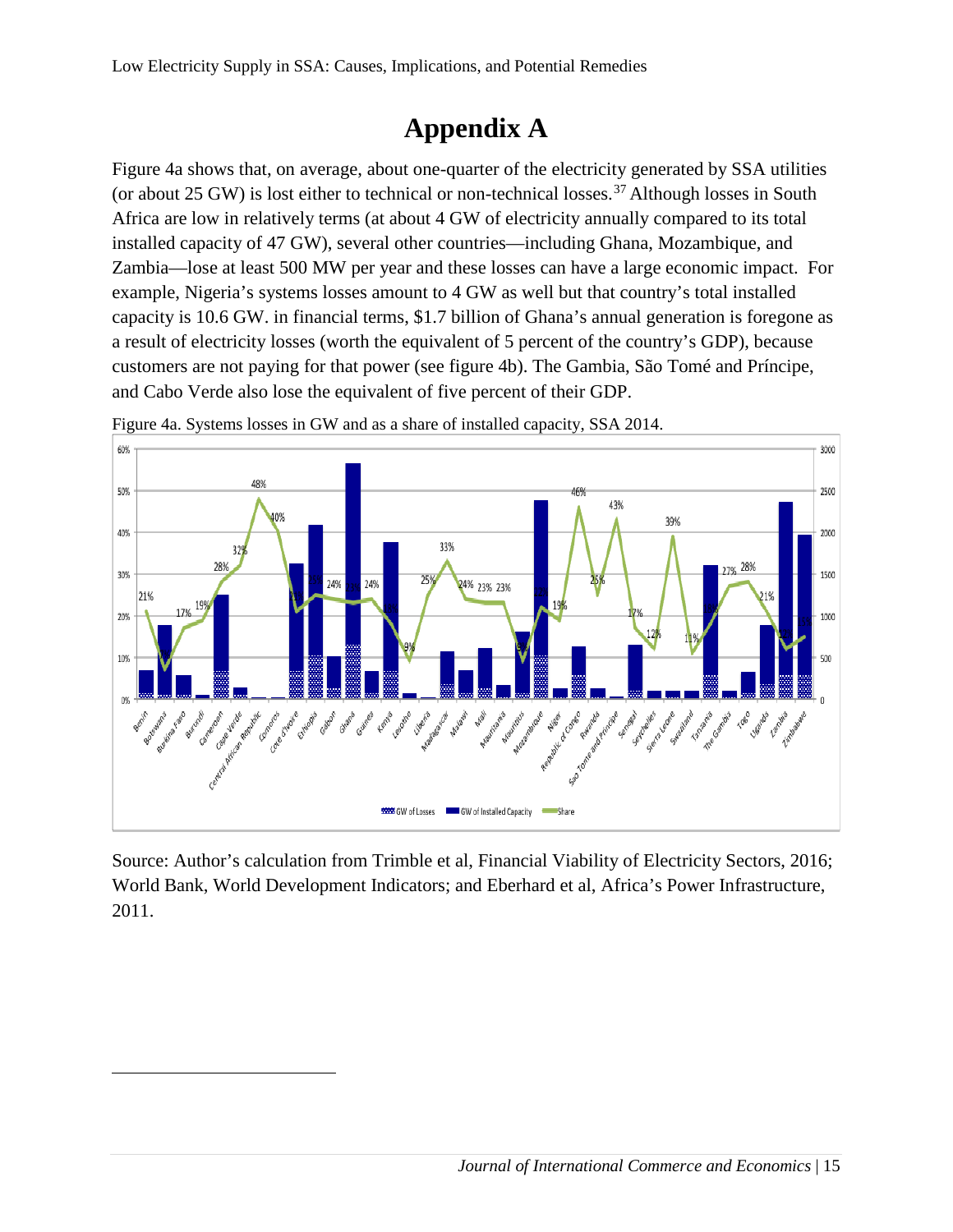# Appendix A

Figure 4a shows that, on average, about one-quarter of the electricity generated by SSA utilities (or about 25 GW) is lost either to technical or non-technical losses.[37] Although losses in South Africa are low in relatively terms (at about 4 GW of electricity annually compared to its total installed capacity of 47 GW), several other countries—including Ghana, Mozambique, and Zambia—lose at least 500 MW per year and these losses can have a large economic impact. For example, Nigeria's systems losses amount to 4 GW as well but that country's total installed capacity is 10.6 GW. in financial terms, $1.7 billion of Ghana's annual generation is foregone as a result of electricity losses (worth the equivalent of 5 percent of the country's GDP), because customers are not paying for that power (see figure 4b). The Gambia, São Tomé and Príncipe, and Cabo Verde also lose the equivalent of five percent of their GDP.

Figure 4a. Systems losses in GW and as a share of installed capacity, SSA 2014.

Source: Author's calculation from Trimble et al, Financial Viability of Electricity Sectors, 2016; World Bank, World Development Indicators; and Eberhard et al, Africa's Power Infrastructure, 2011.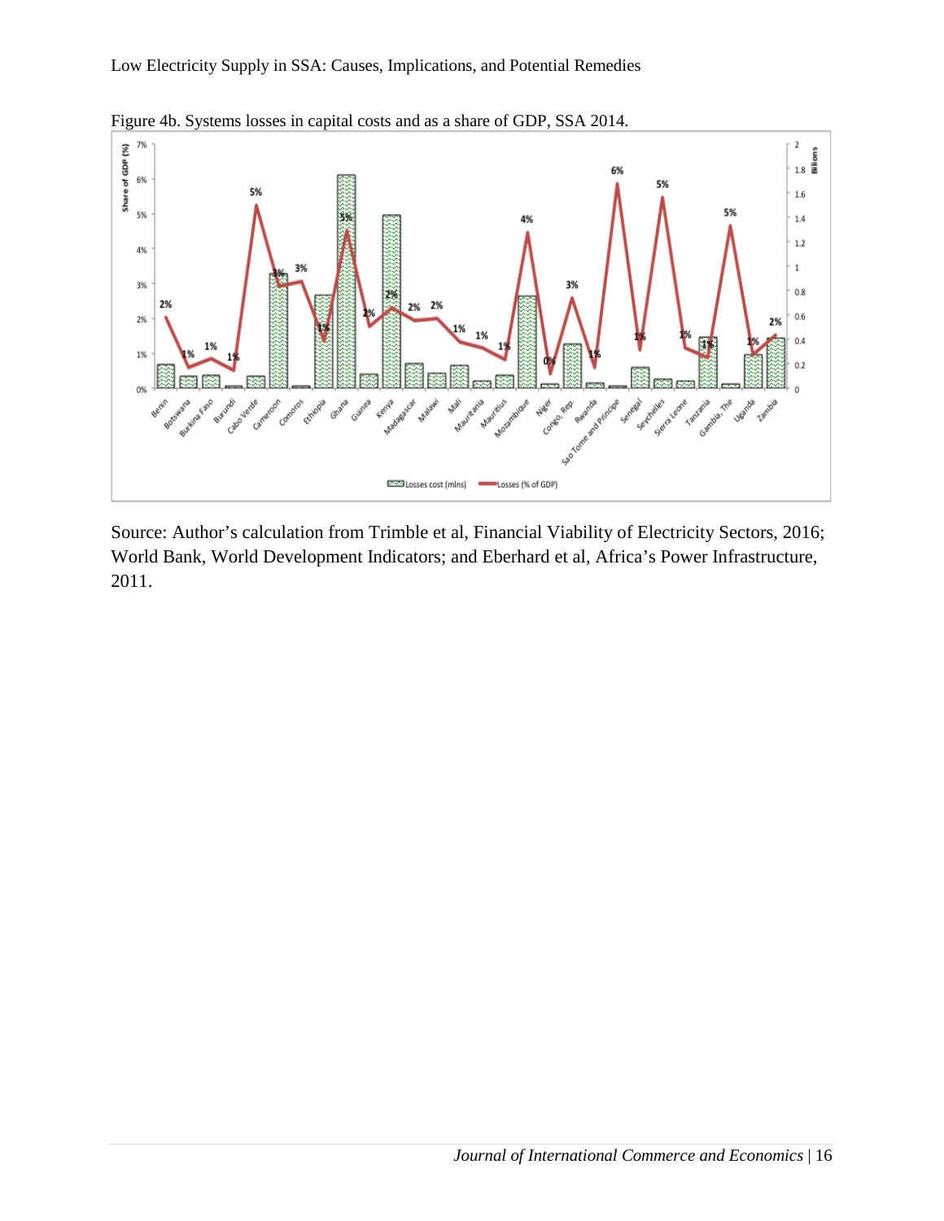Figure 4b. Systems losses in capital costs and as a share of GDP, SSA 2014.

Share of GDP (%)

7%
6%
5%
4%
3%
2%
1%
0%

Billions

2
1.8
1.6
1.4
1.2
1
0.8
0.6
0.4
0.2
0

2% 1% 1% 1% 5% 3% 3% 1% 5% 2% 2% 2% 2% 1% 1% 1% 4% 0% 3% 1% 6% 1% 5% 1% 1% 5% 1% 2%

Benin, Botswana, Burkina Faso, Burundi, Cabo Verde, Cameroon, Comoros, Ethiopia, Ghana, Guinea, Kenya, Madagascar, Malawi, Mali, Mauritania, Mauritius, Mozambique, Niger, Congo, Rep., Rwanda, Sao Tome and Principe, Senegal, Seychelles, Sierra Leone, Tanzania, Gambia, The, Uganda, Zambia

Losses cost (mlns) — Losses (% of GDP)

Source: Author's calculation from Trimble et al, Financial Viability of Electricity Sectors, 2016; World Bank, World Development Indicators; and Eberhard et al, Africa's Power Infrastructure, 2011.